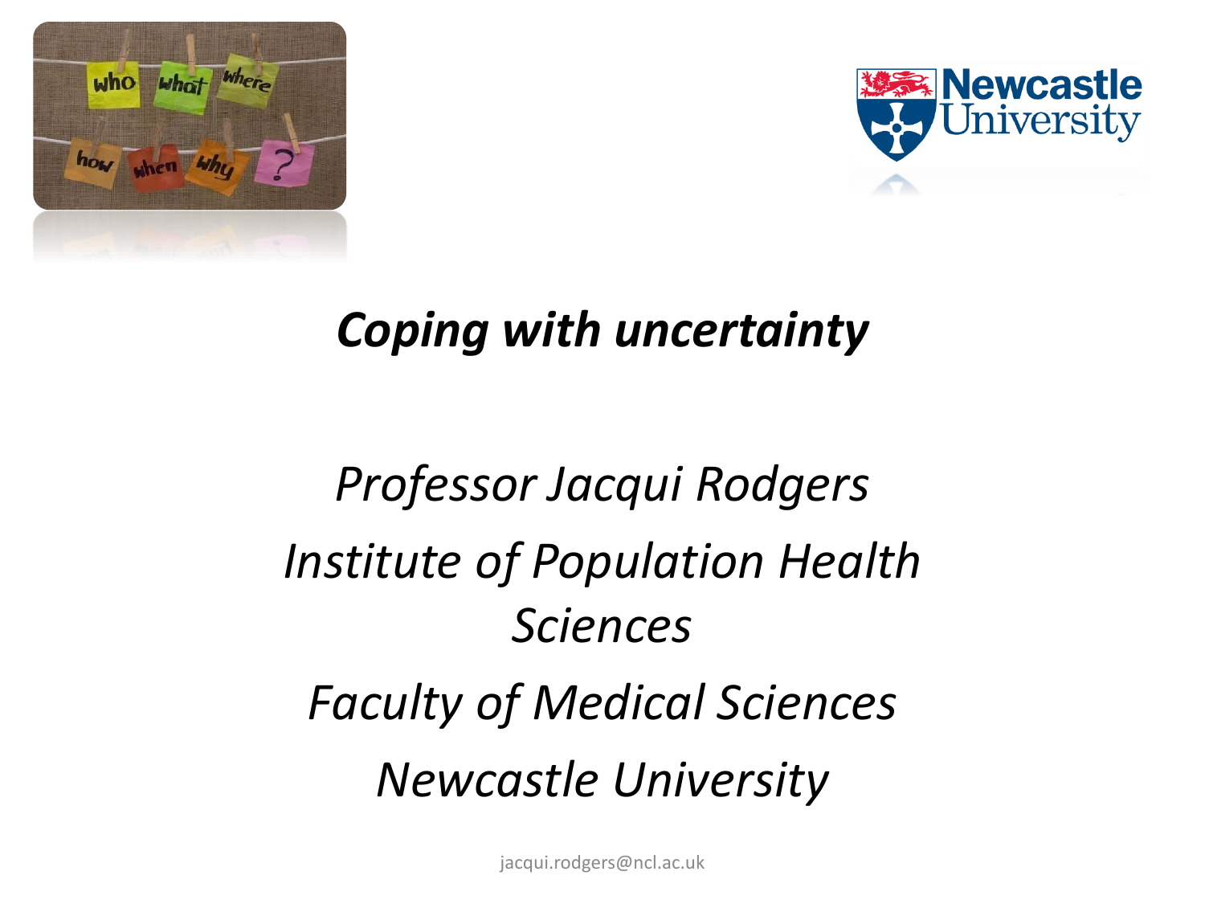# *Coping with uncertainty*

*Professor Jacqui Rodgers*

*Institute of Population Health Sciences*

*Faculty of Medical Sciences*

*Newcastle University*

jacqui.rodgers@ncl.ac.uk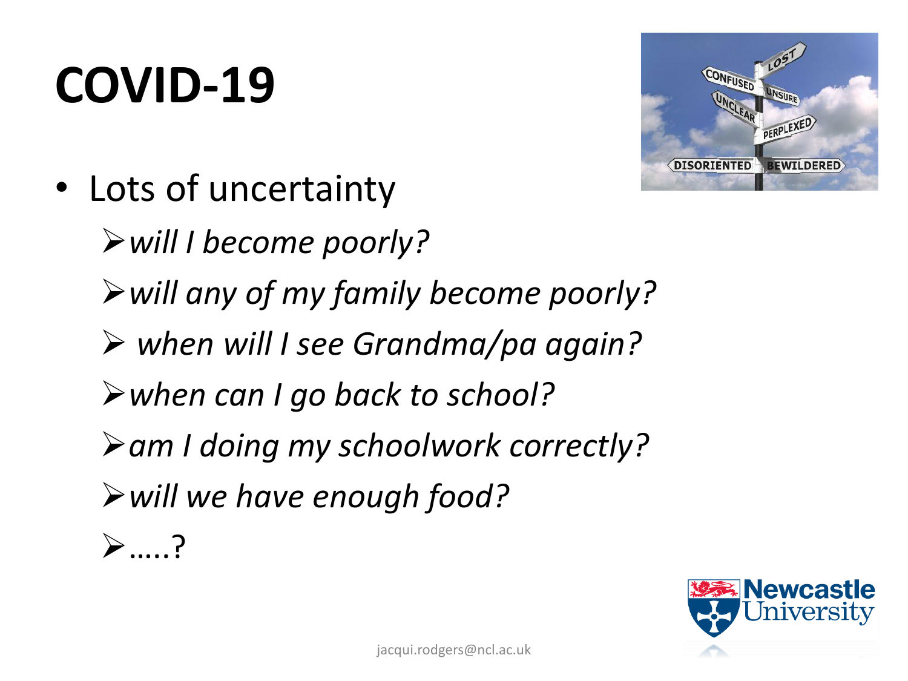# COVID-19

- Lots of uncertainty
  - *will I become poorly?*
  - *will any of my family become poorly?*
  - *when will I see Grandma/pa again?*
  - *when can I go back to school?*
  - *am I doing my schoolwork correctly?*
  - *will we have enough food?*
  - …..?

jacqui.rodgers@ncl.ac.uk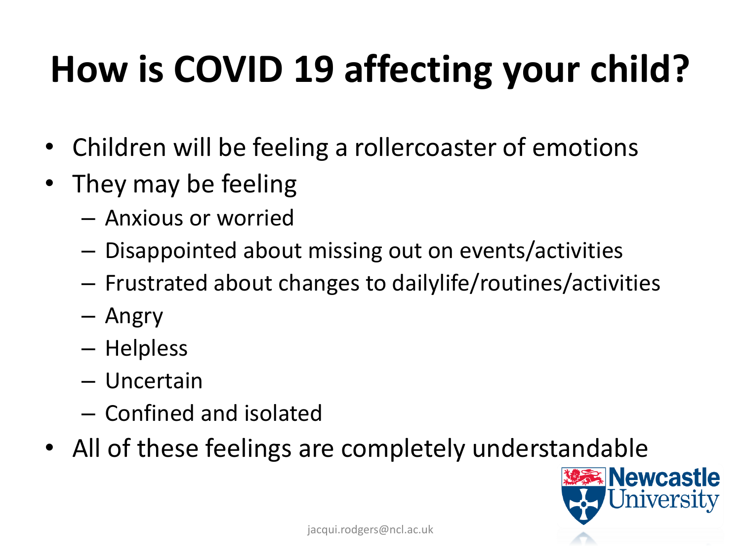# How is COVID 19 affecting your child?

- Children will be feeling a rollercoaster of emotions
- They may be feeling
  - Anxious or worried
  - Disappointed about missing out on events/activities
  - Frustrated about changes to dailylife/routines/activities
  - Angry
  - Helpless
  - Uncertain
  - Confined and isolated
- All of these feelings are completely understandable

jacqui.rodgers@ncl.ac.uk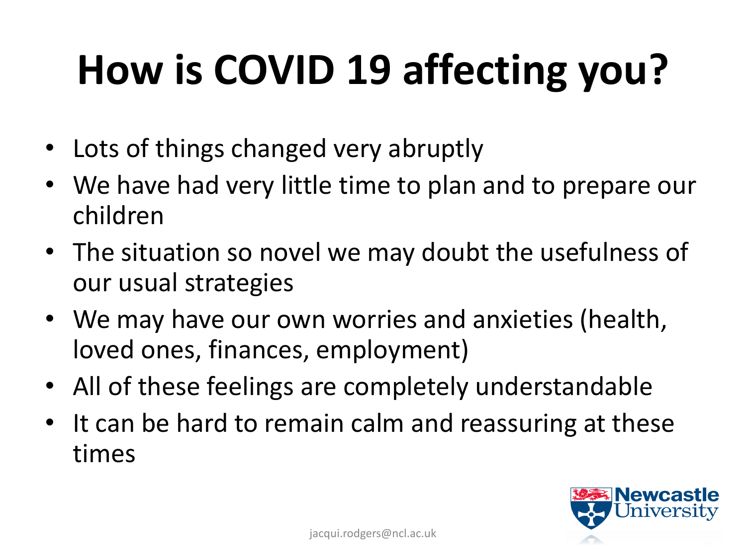# How is COVID 19 affecting you?

- Lots of things changed very abruptly
- We have had very little time to plan and to prepare our children
- The situation so novel we may doubt the usefulness of our usual strategies
- We may have our own worries and anxieties (health, loved ones, finances, employment)
- All of these feelings are completely understandable
- It can be hard to remain calm and reassuring at these times

jacqui.rodgers@ncl.ac.uk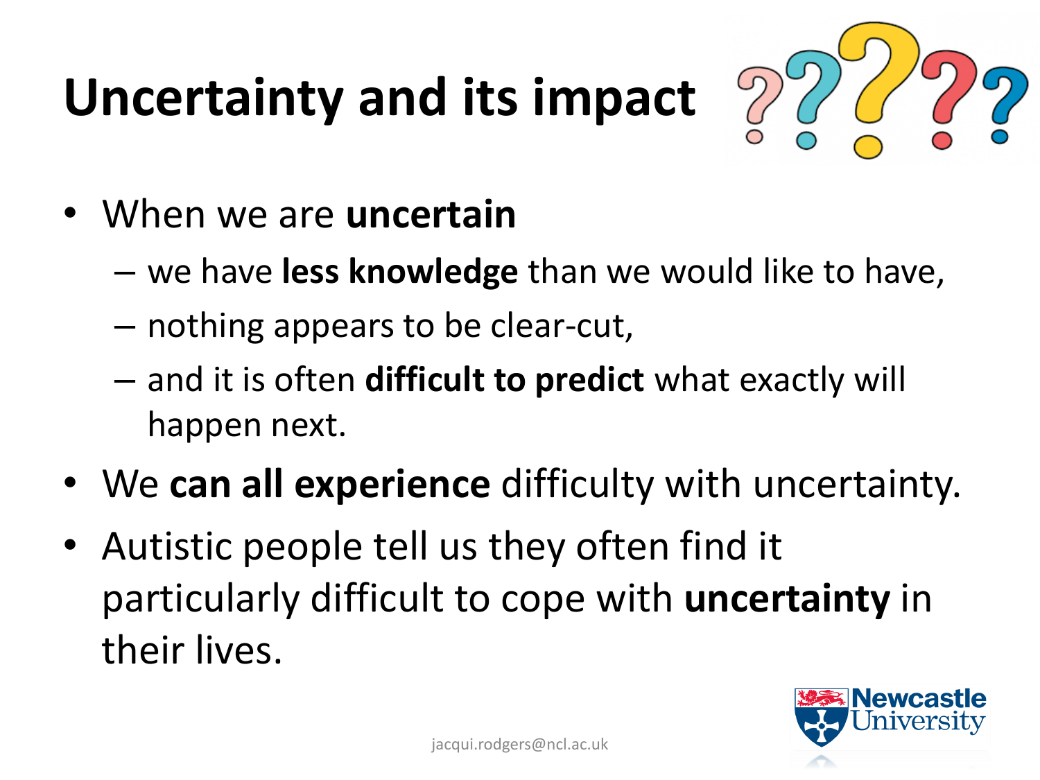# Uncertainty and its impact

- When we are **uncertain**
  - we have **less knowledge** than we would like to have,
  - nothing appears to be clear-cut,
  - and it is often **difficult to predict** what exactly will happen next.
- We **can all experience** difficulty with uncertainty.
- Autistic people tell us they often find it particularly difficult to cope with **uncertainty** in their lives.

jacqui.rodgers@ncl.ac.uk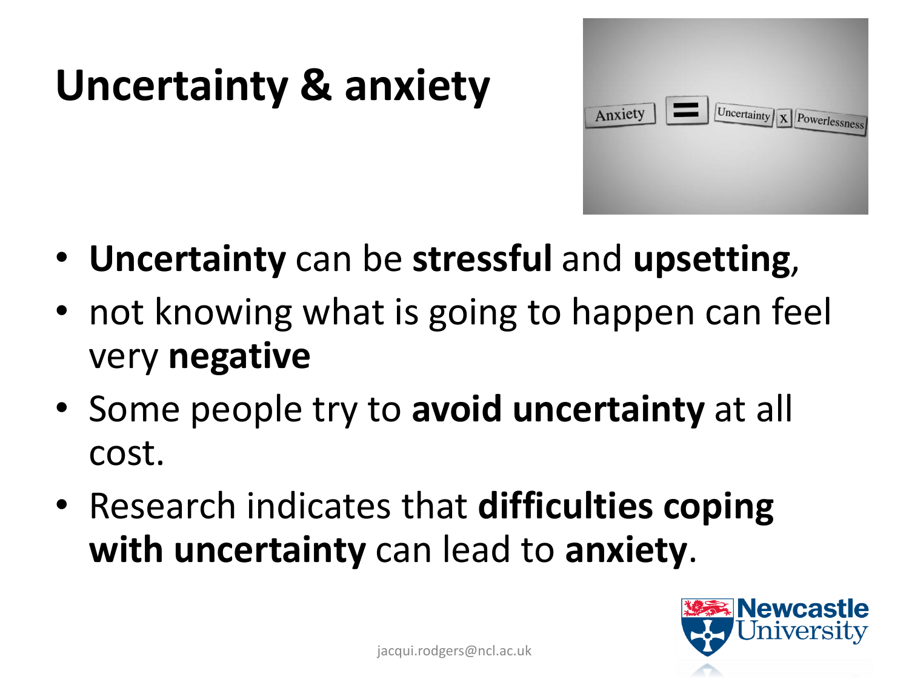# Uncertainty & anxiety

- **Uncertainty** can be **stressful** and **upsetting**,
- not knowing what is going to happen can feel very **negative**
- Some people try to **avoid uncertainty** at all cost.
- Research indicates that **difficulties coping with uncertainty** can lead to **anxiety**.

jacqui.rodgers@ncl.ac.uk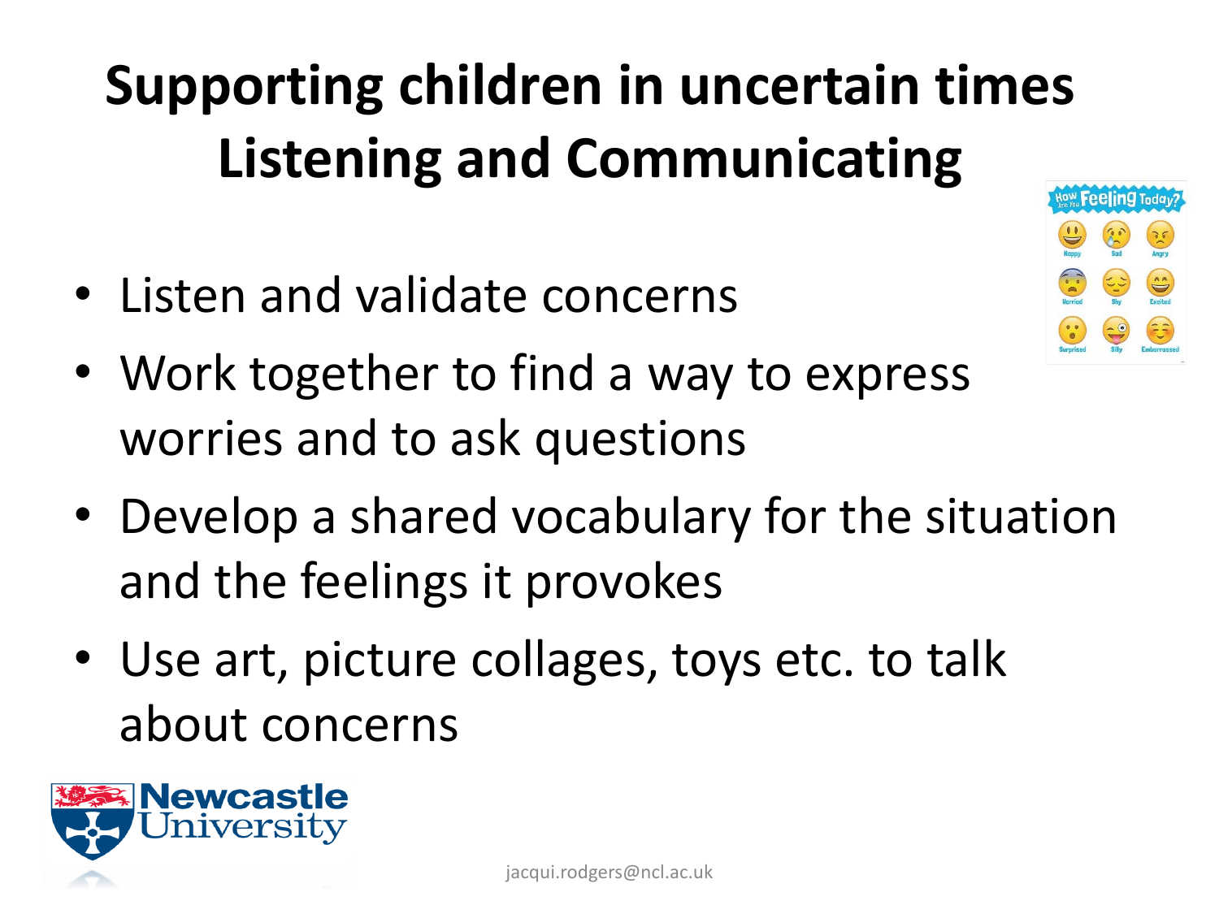# Supporting children in uncertain times
# Listening and Communicating

- Listen and validate concerns
- Work together to find a way to express worries and to ask questions
- Develop a shared vocabulary for the situation and the feelings it provokes
- Use art, picture collages, toys etc. to talk about concerns

jacqui.rodgers@ncl.ac.uk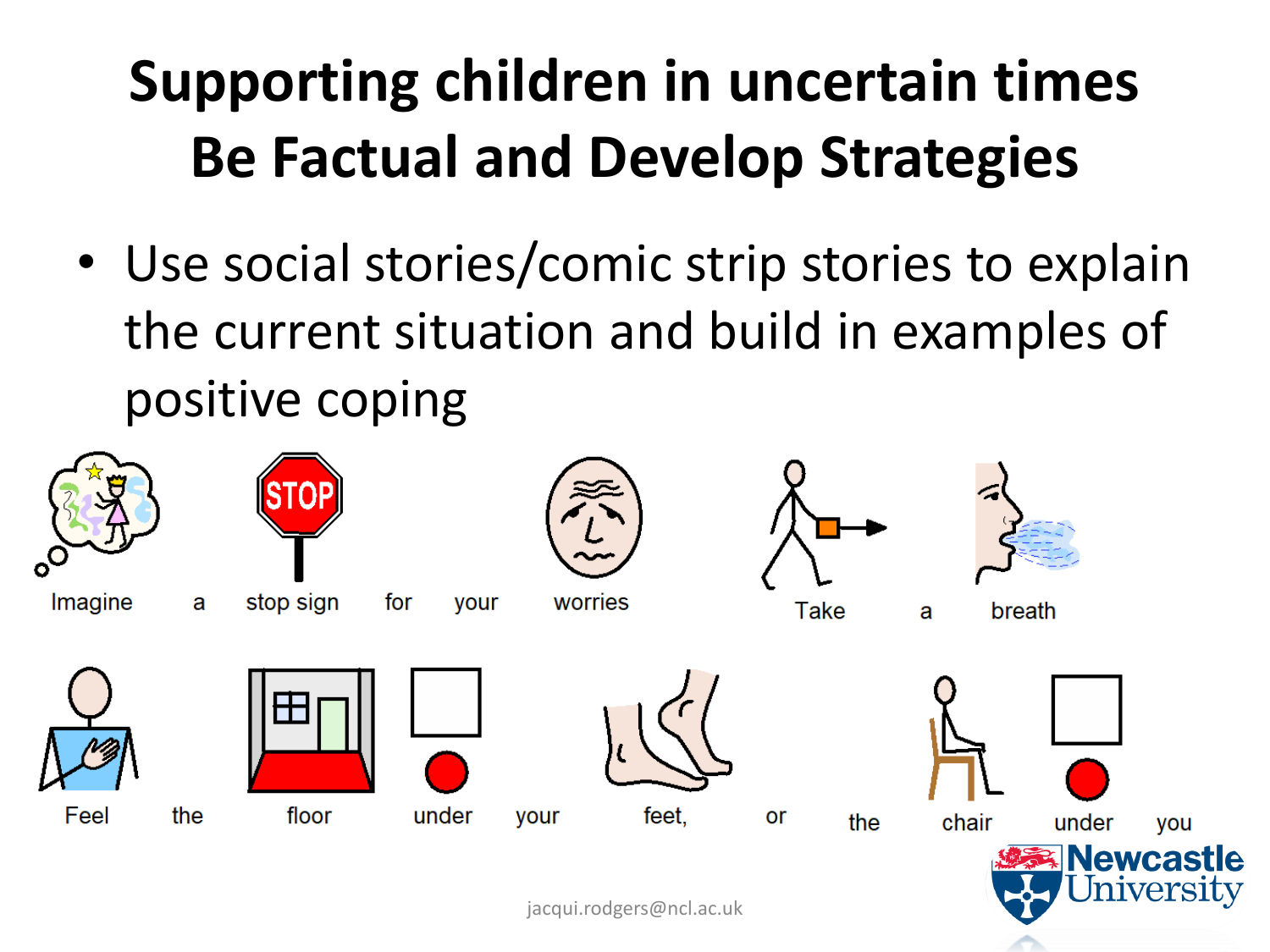# Supporting children in uncertain times
# Be Factual and Develop Strategies

- Use social stories/comic strip stories to explain the current situation and build in examples of positive coping

Imagine a stop sign for your worries Take a breath

Feel the floor under your feet, or the chair under you

jacqui.rodgers@ncl.ac.uk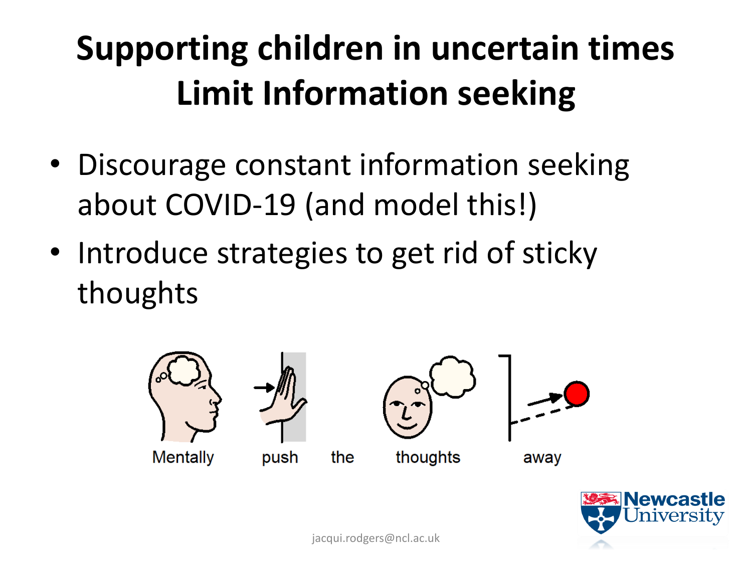# Supporting children in uncertain times
# Limit Information seeking

- Discourage constant information seeking about COVID-19 (and model this!)
- Introduce strategies to get rid of sticky thoughts

Mentally push the thoughts away

jacqui.rodgers@ncl.ac.uk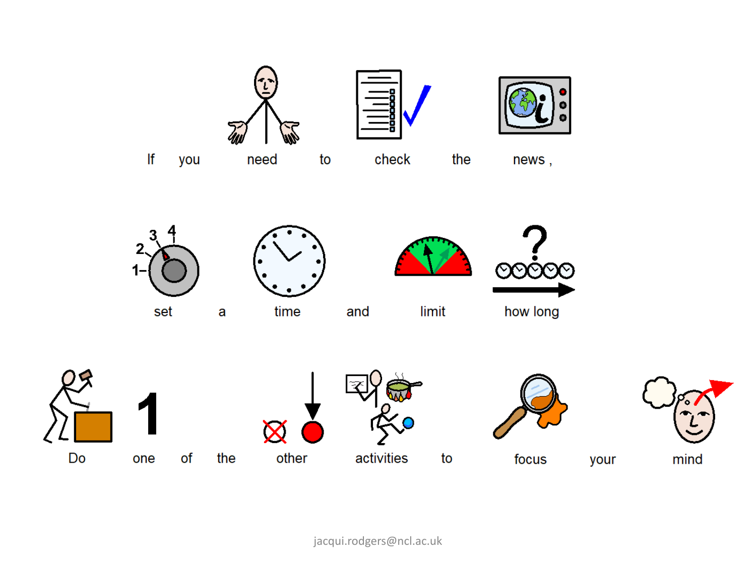If you need to check the news ,

set a time and limit how long

Do one of the other activities to focus your mind

jacqui.rodgers@ncl.ac.uk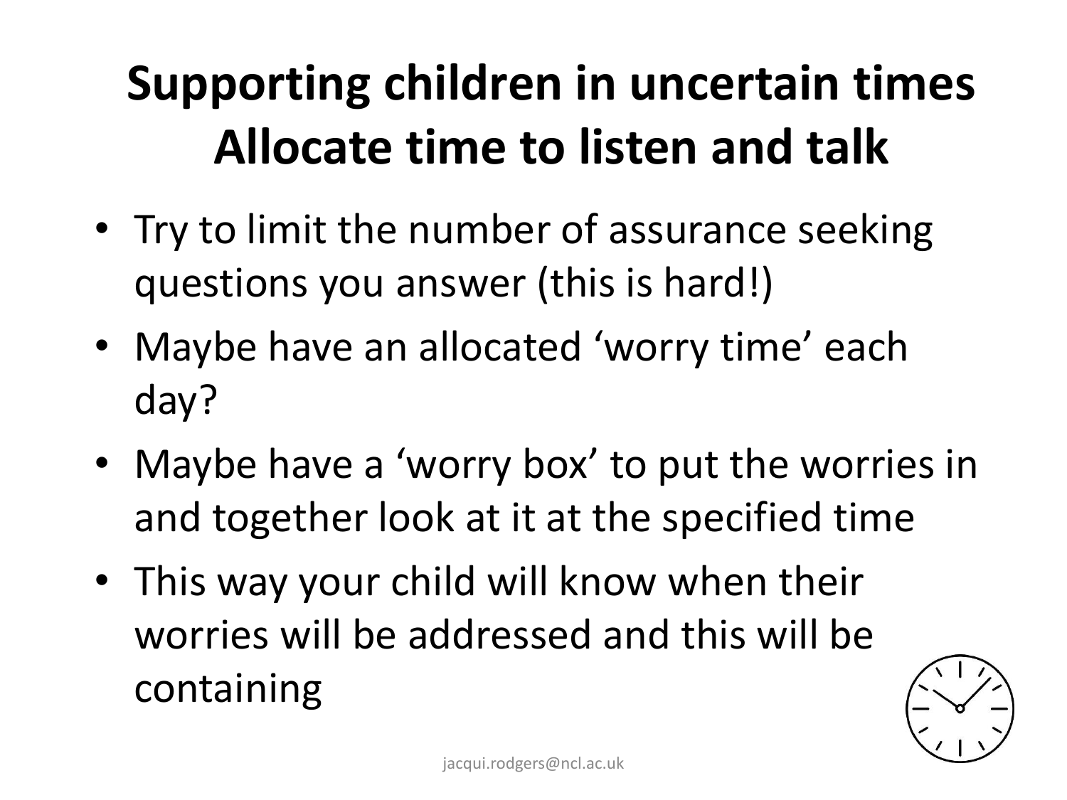# Supporting children in uncertain times
## Allocate time to listen and talk

- Try to limit the number of assurance seeking questions you answer (this is hard!)
- Maybe have an allocated 'worry time' each day?
- Maybe have a 'worry box' to put the worries in and together look at it at the specified time
- This way your child will know when their worries will be addressed and this will be containing

jacqui.rodgers@ncl.ac.uk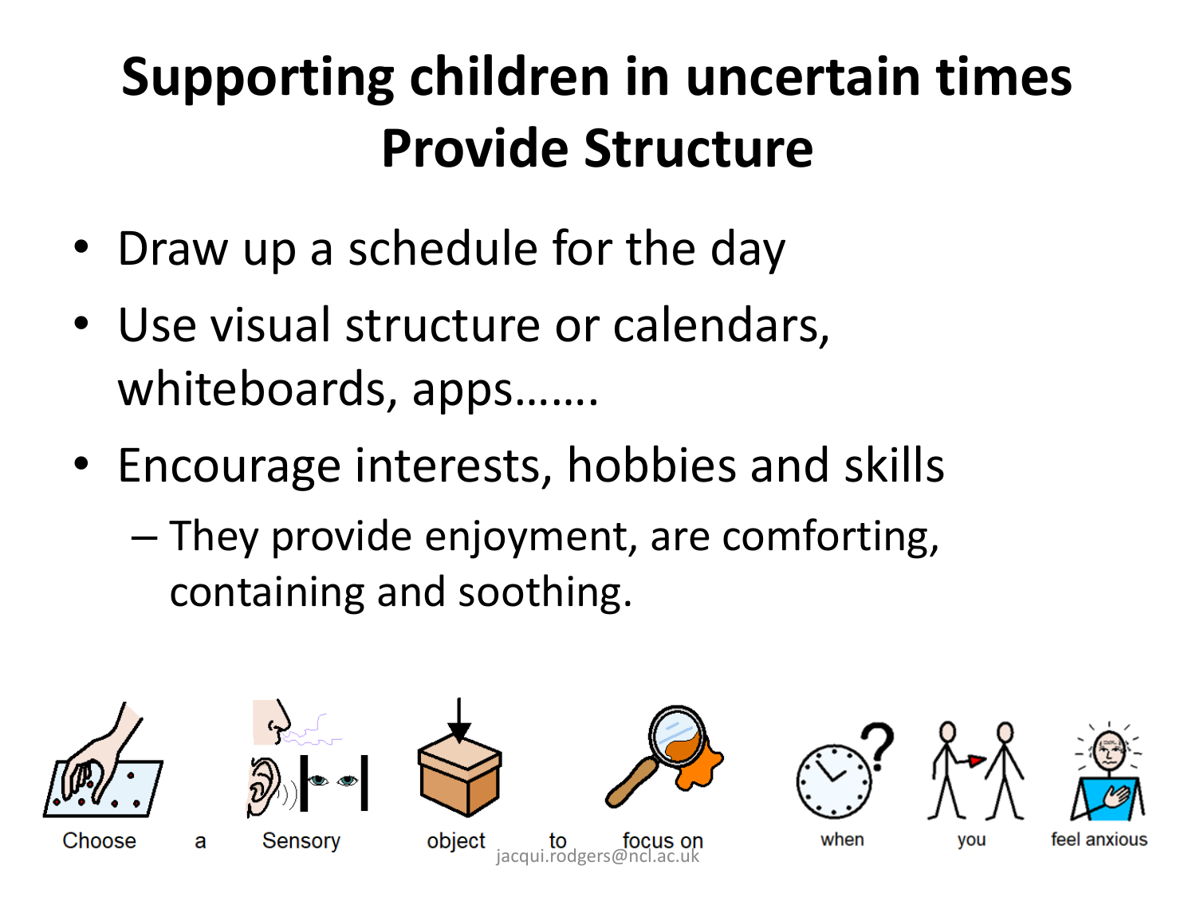# Supporting children in uncertain times
# Provide Structure

- Draw up a schedule for the day
- Use visual structure or calendars, whiteboards, apps…….
- Encourage interests, hobbies and skills
  - They provide enjoyment, are comforting, containing and soothing.

Choose a Sensory object to focus on when you feel anxious

jacqui.rodgers@ncl.ac.uk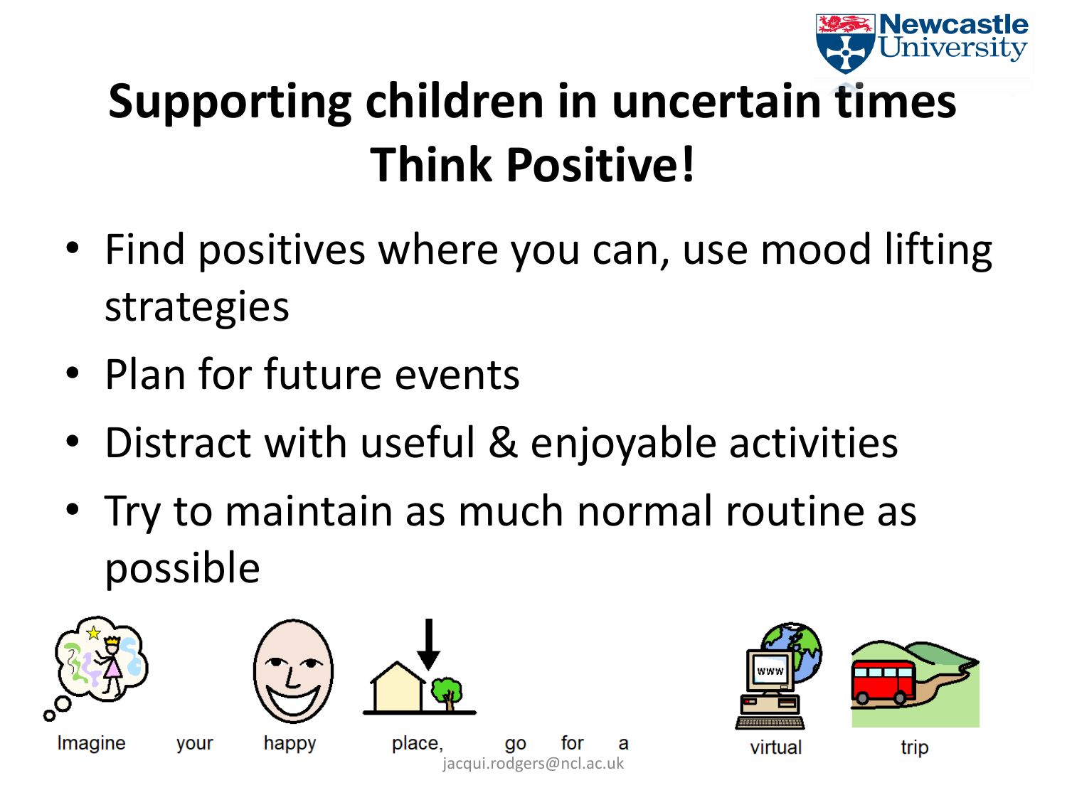# Supporting children in uncertain times
# Think Positive!

- Find positives where you can, use mood lifting strategies
- Plan for future events
- Distract with useful & enjoyable activities
- Try to maintain as much normal routine as possible

Imagine your happy place, go for a virtual trip

jacqui.rodgers@ncl.ac.uk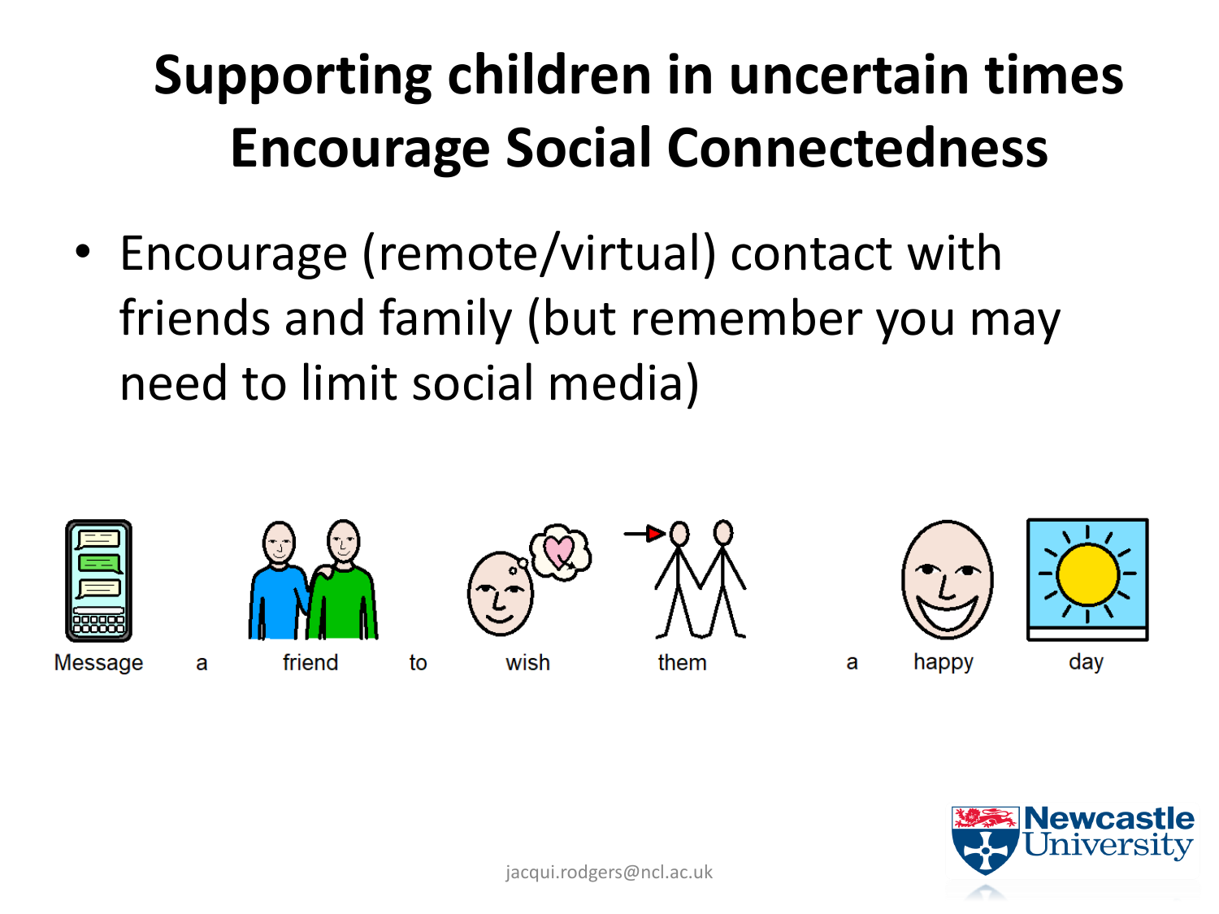# Supporting children in uncertain times
# Encourage Social Connectedness

- Encourage (remote/virtual) contact with friends and family (but remember you may need to limit social media)

Message a friend to wish them a happy day

jacqui.rodgers@ncl.ac.uk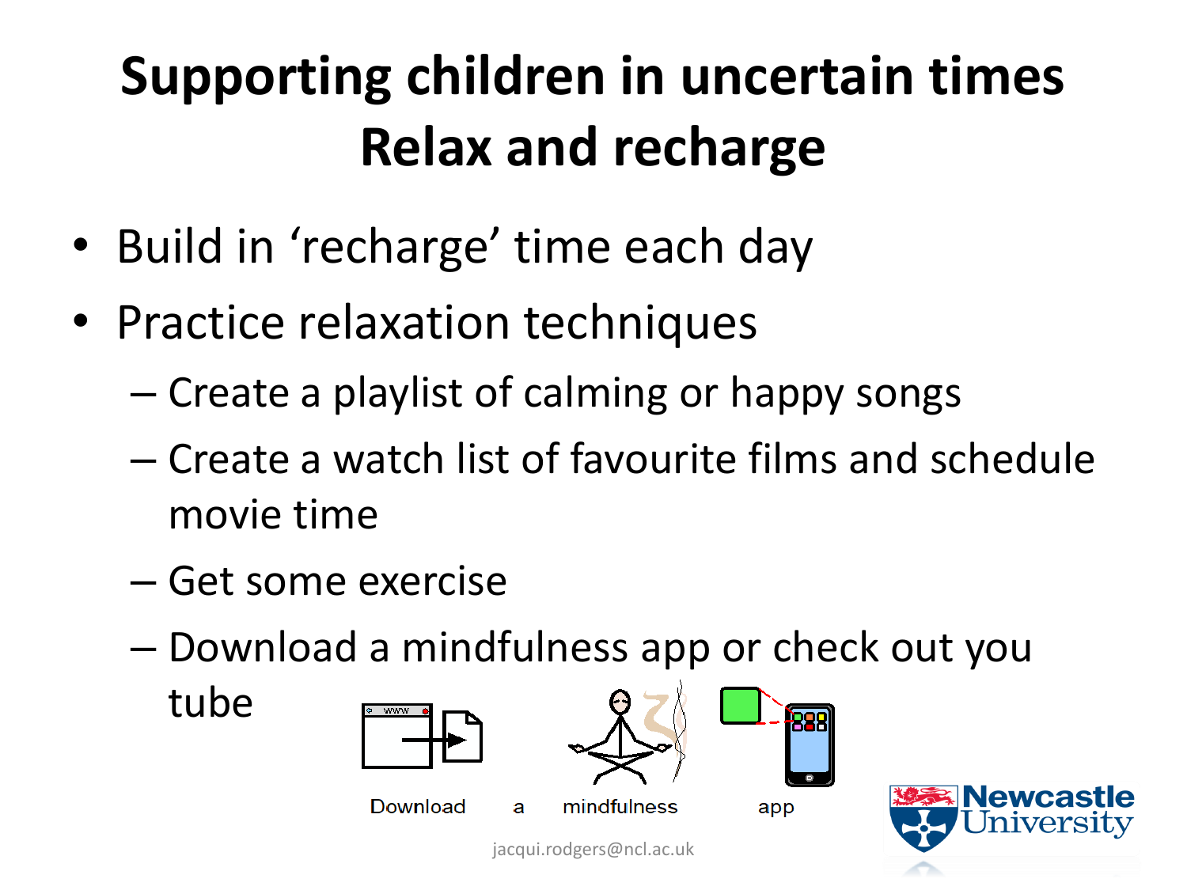# Supporting children in uncertain times
## Relax and recharge

- Build in 'recharge' time each day
- Practice relaxation techniques
  - Create a playlist of calming or happy songs
  - Create a watch list of favourite films and schedule movie time
  - Get some exercise
  - Download a mindfulness app or check out you tube

Download a mindfulness app

jacqui.rodgers@ncl.ac.uk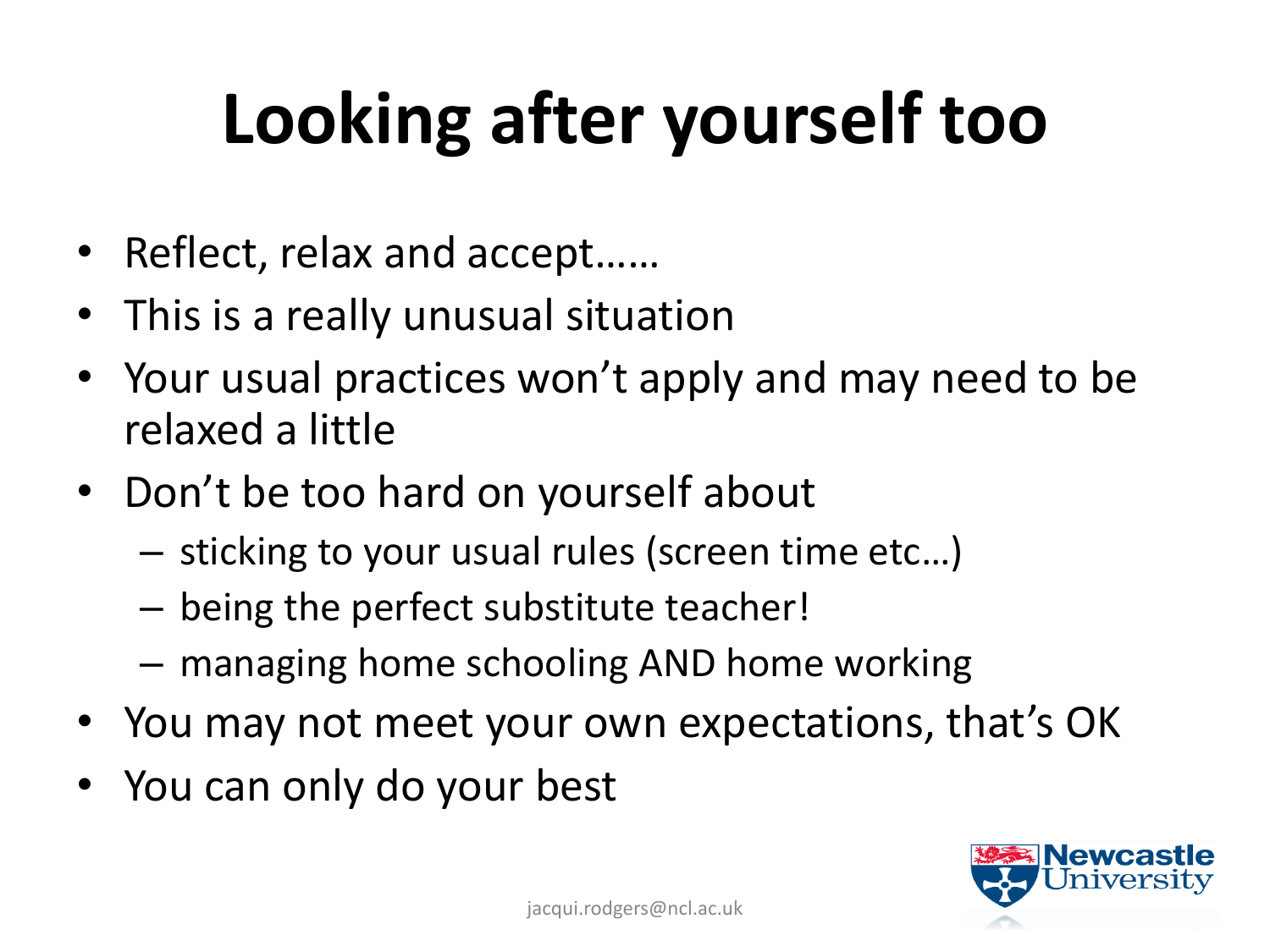# Looking after yourself too

- Reflect, relax and accept……
- This is a really unusual situation
- Your usual practices won't apply and may need to be relaxed a little
- Don't be too hard on yourself about
  - sticking to your usual rules (screen time etc…)
  - being the perfect substitute teacher!
  - managing home schooling AND home working
- You may not meet your own expectations, that's OK
- You can only do your best

jacqui.rodgers@ncl.ac.uk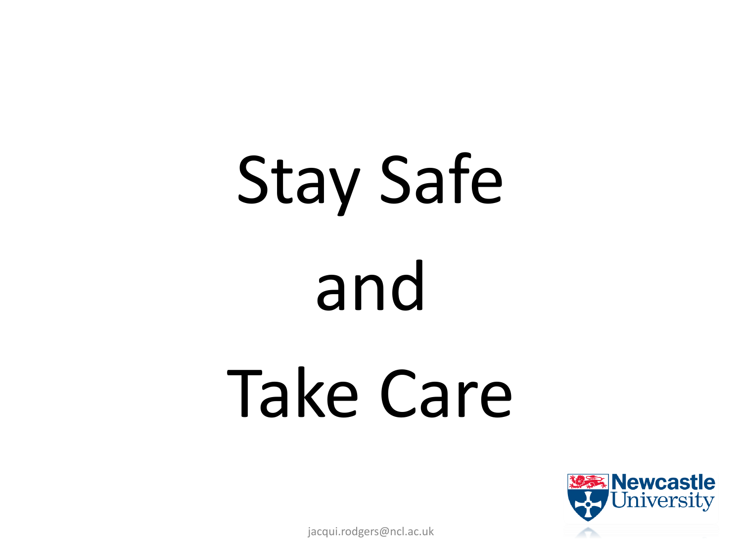# Stay Safe

# and

# Take Care

jacqui.rodgers@ncl.ac.uk

Newcastle University